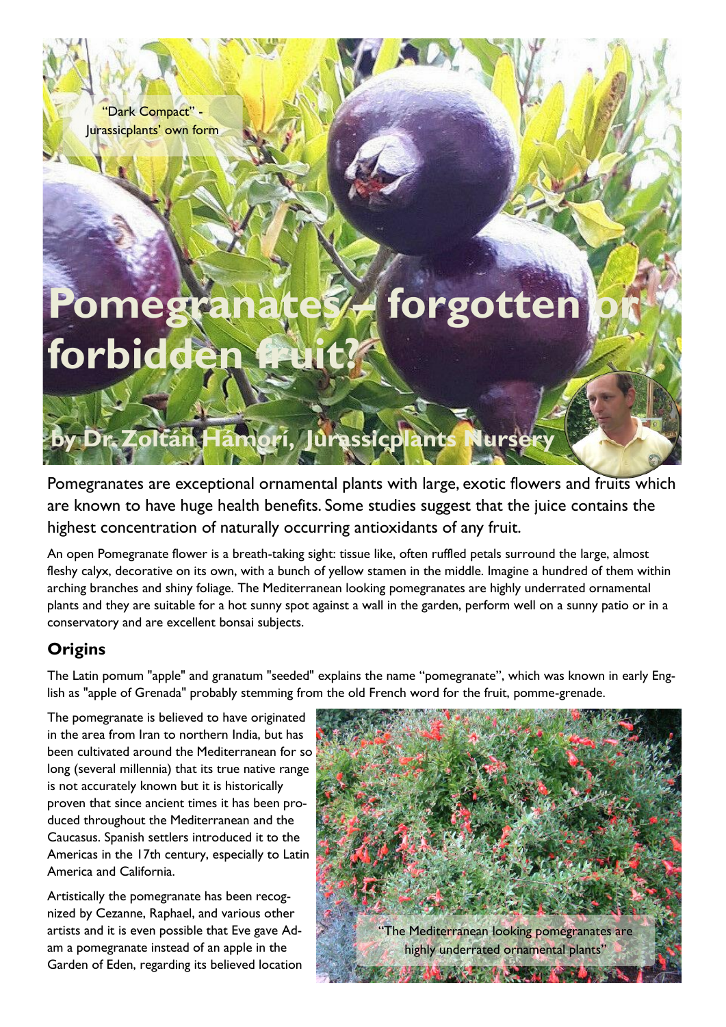"Dark Compact" - Jurassicplants' own form

# Pomegranates – forgotten or forbidden fruit?

**by Dr. Zoltán Hámori, Jurassicplants Nursery**

Pomegranates are exceptional ornamental plants with large, exotic flowers and fruits which are known to have huge health benefits. Some studies suggest that the juice contains the highest concentration of naturally occurring antioxidants of any fruit.

An open Pomegranate flower is a breath-taking sight: tissue like, often ruffled petals surround the large, almost fleshy calyx, decorative on its own, with a bunch of yellow stamen in the middle. Imagine a hundred of them within arching branches and shiny foliage. The Mediterranean looking pomegranates are highly underrated ornamental plants and they are suitable for a hot sunny spot against a wall in the garden, perform well on a sunny patio or in a conservatory and are excellent bonsai subjects.

## Origins

The Latin pomum "apple" and granatum "seeded" explains the name "pomegranate", which was known in early English as "apple of Grenada" probably stemming from the old French word for the fruit, pomme-grenade.

The pomegranate is believed to have originated in the area from Iran to northern India, but has been cultivated around the Mediterranean for so long (several millennia) that its true native range is not accurately known but it is historically proven that since ancient times it has been produced throughout the Mediterranean and the Caucasus. Spanish settlers introduced it to the Americas in the 17th century, especially to Latin America and California.

"The Mediterranean looking pomegranates are highly underrated ornamental plants"

Artistically the pomegranate has been recognized by Cezanne, Raphael, and various other artists and it is even possible that Eve gave Adam a pomegranate instead of an apple in the Garden of Eden, regarding its believed location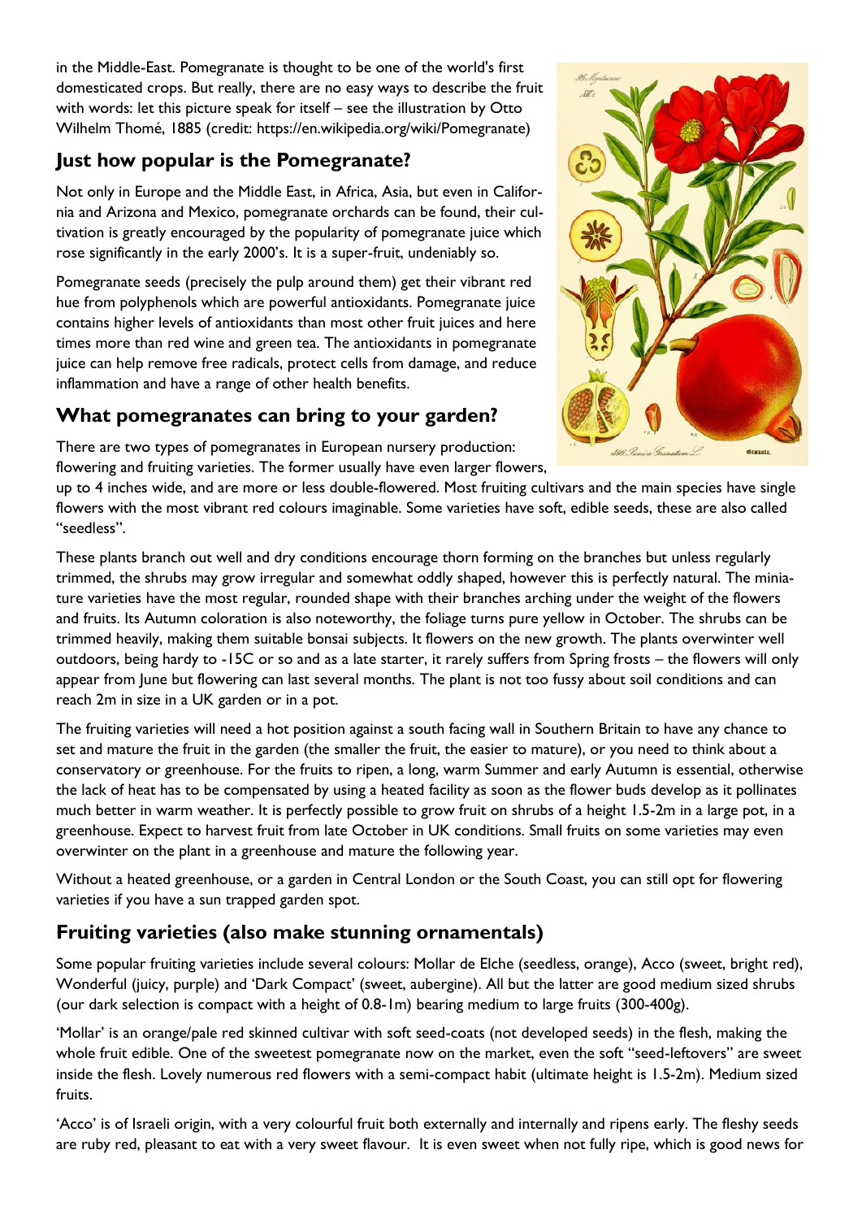in the Middle-East. Pomegranate is thought to be one of the world's first domesticated crops. But really, there are no easy ways to describe the fruit with words: let this picture speak for itself – see the illustration by Otto Wilhelm Thomé, 1885 (credit: https://en.wikipedia.org/wiki/Pomegranate)

## Just how popular is the Pomegranate?

Not only in Europe and the Middle East, in Africa, Asia, but even in California and Arizona and Mexico, pomegranate orchards can be found, their cultivation is greatly encouraged by the popularity of pomegranate juice which rose significantly in the early 2000's. It is a super-fruit, undeniably so.

Pomegranate seeds (precisely the pulp around them) get their vibrant red hue from polyphenols which are powerful antioxidants. Pomegranate juice contains higher levels of antioxidants than most other fruit juices and here times more than red wine and green tea. The antioxidants in pomegranate juice can help remove free radicals, protect cells from damage, and reduce inflammation and have a range of other health benefits.

## What pomegranates can bring to your garden?

There are two types of pomegranates in European nursery production: flowering and fruiting varieties. The former usually have even larger flowers, up to 4 inches wide, and are more or less double-flowered. Most fruiting cultivars and the main species have single flowers with the most vibrant red colours imaginable. Some varieties have soft, edible seeds, these are also called "seedless".

These plants branch out well and dry conditions encourage thorn forming on the branches but unless regularly trimmed, the shrubs may grow irregular and somewhat oddly shaped, however this is perfectly natural. The miniature varieties have the most regular, rounded shape with their branches arching under the weight of the flowers and fruits. Its Autumn coloration is also noteworthy, the foliage turns pure yellow in October. The shrubs can be trimmed heavily, making them suitable bonsai subjects. It flowers on the new growth. The plants overwinter well outdoors, being hardy to -15C or so and as a late starter, it rarely suffers from Spring frosts – the flowers will only appear from June but flowering can last several months. The plant is not too fussy about soil conditions and can reach 2m in size in a UK garden or in a pot.

The fruiting varieties will need a hot position against a south facing wall in Southern Britain to have any chance to set and mature the fruit in the garden (the smaller the fruit, the easier to mature), or you need to think about a conservatory or greenhouse. For the fruits to ripen, a long, warm Summer and early Autumn is essential, otherwise the lack of heat has to be compensated by using a heated facility as soon as the flower buds develop as it pollinates much better in warm weather. It is perfectly possible to grow fruit on shrubs of a height 1.5-2m in a large pot, in a greenhouse. Expect to harvest fruit from late October in UK conditions. Small fruits on some varieties may even overwinter on the plant in a greenhouse and mature the following year.

Without a heated greenhouse, or a garden in Central London or the South Coast, you can still opt for flowering varieties if you have a sun trapped garden spot.

## Fruiting varieties (also make stunning ornamentals)

Some popular fruiting varieties include several colours: Mollar de Elche (seedless, orange), Acco (sweet, bright red), Wonderful (juicy, purple) and 'Dark Compact' (sweet, aubergine). All but the latter are good medium sized shrubs (our dark selection is compact with a height of 0.8-1m) bearing medium to large fruits (300-400g).

'Mollar' is an orange/pale red skinned cultivar with soft seed-coats (not developed seeds) in the flesh, making the whole fruit edible. One of the sweetest pomegranate now on the market, even the soft "seed-leftovers" are sweet inside the flesh. Lovely numerous red flowers with a semi-compact habit (ultimate height is 1.5-2m). Medium sized fruits.

'Acco' is of Israeli origin, with a very colourful fruit both externally and internally and ripens early. The fleshy seeds are ruby red, pleasant to eat with a very sweet flavour. It is even sweet when not fully ripe, which is good news for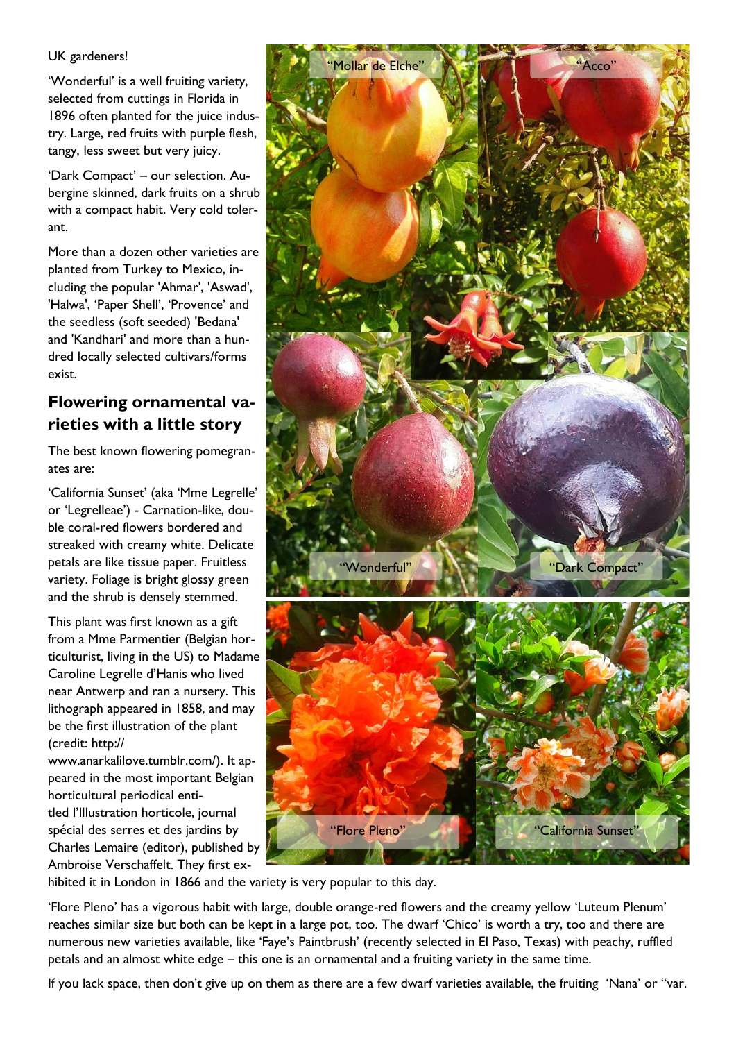UK gardeners!

'Wonderful' is a well fruiting variety, selected from cuttings in Florida in 1896 often planted for the juice industry. Large, red fruits with purple flesh, tangy, less sweet but very juicy.

'Dark Compact' – our selection. Aubergine skinned, dark fruits on a shrub with a compact habit. Very cold tolerant.

More than a dozen other varieties are planted from Turkey to Mexico, including the popular 'Ahmar', 'Aswad', 'Halwa', 'Paper Shell', 'Provence' and the seedless (soft seeded) 'Bedana' and 'Kandhari' and more than a hundred locally selected cultivars/forms exist.

## Flowering ornamental varieties with a little story

The best known flowering pomegranates are:

'California Sunset' (aka 'Mme Legrelle' or 'Legrelleae') - Carnation-like, double coral-red flowers bordered and streaked with creamy white. Delicate petals are like tissue paper. Fruitless variety. Foliage is bright glossy green and the shrub is densely stemmed.

This plant was first known as a gift from a Mme Parmentier (Belgian horticulturist, living in the US) to Madame Caroline Legrelle d'Hanis who lived near Antwerp and ran a nursery. This lithograph appeared in 1858, and may be the first illustration of the plant (credit: http://www.anarkalilove.tumblr.com/). It appeared in the most important Belgian horticultural periodical entitled l'Illustration horticole, journal spécial des serres et des jardins by Charles Lemaire (editor), published by Ambroise Verschaffelt. They first exhibited it in London in 1866 and the variety is very popular to this day.

"Mollar de Elche" "Acco" "Wonderful" "Dark Compact" "Flore Pleno" "California Sunset"

'Flore Pleno' has a vigorous habit with large, double orange-red flowers and the creamy yellow 'Luteum Plenum' reaches similar size but both can be kept in a large pot, too. The dwarf 'Chico' is worth a try, too and there are numerous new varieties available, like 'Faye's Paintbrush' (recently selected in El Paso, Texas) with peachy, ruffled petals and an almost white edge – this one is an ornamental and a fruiting variety in the same time.

If you lack space, then don't give up on them as there are a few dwarf varieties available, the fruiting 'Nana' or "var.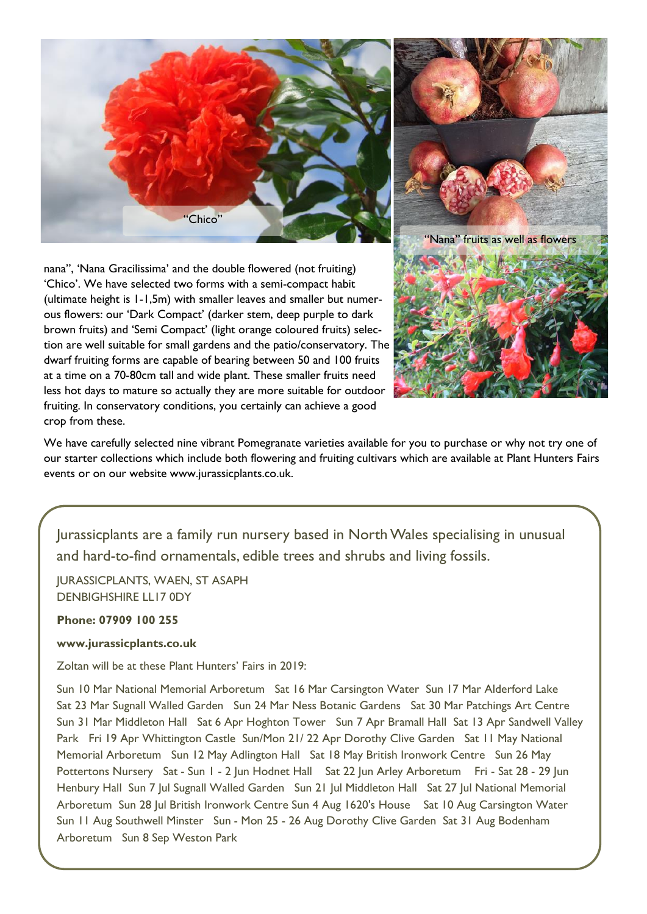"Chico"

"Nana" fruits as well as flowers

nana", 'Nana Gracilissima' and the double flowered (not fruiting) 'Chico'. We have selected two forms with a semi-compact habit (ultimate height is 1-1,5m) with smaller leaves and smaller but numerous flowers: our 'Dark Compact' (darker stem, deep purple to dark brown fruits) and 'Semi Compact' (light orange coloured fruits) selection are well suitable for small gardens and the patio/conservatory. The dwarf fruiting forms are capable of bearing between 50 and 100 fruits at a time on a 70-80cm tall and wide plant. These smaller fruits need less hot days to mature so actually they are more suitable for outdoor fruiting. In conservatory conditions, you certainly can achieve a good crop from these.

We have carefully selected nine vibrant Pomegranate varieties available for you to purchase or why not try one of our starter collections which include both flowering and fruiting cultivars which are available at Plant Hunters Fairs events or on our website www.jurassicplants.co.uk.

Jurassicplants are a family run nursery based in North Wales specialising in unusual and hard-to-find ornamentals, edible trees and shrubs and living fossils.

JURASSICPLANTS, WAEN, ST ASAPH
DENBIGHSHIRE LL17 0DY

**Phone: 07909 100 255**

**www.jurassicplants.co.uk**

Zoltan will be at these Plant Hunters' Fairs in 2019:

Sun 10 Mar National Memorial Arboretum Sat 16 Mar Carsington Water Sun 17 Mar Alderford Lake Sat 23 Mar Sugnall Walled Garden Sun 24 Mar Ness Botanic Gardens Sat 30 Mar Patchings Art Centre Sun 31 Mar Middleton Hall Sat 6 Apr Hoghton Tower Sun 7 Apr Bramall Hall Sat 13 Apr Sandwell Valley Park Fri 19 Apr Whittington Castle Sun/Mon 21/ 22 Apr Dorothy Clive Garden Sat 11 May National Memorial Arboretum Sun 12 May Adlington Hall Sat 18 May British Ironwork Centre Sun 26 May Pottertons Nursery Sat - Sun 1 - 2 Jun Hodnet Hall Sat 22 Jun Arley Arboretum Fri - Sat 28 - 29 Jun Henbury Hall Sun 7 Jul Sugnall Walled Garden Sun 21 Jul Middleton Hall Sat 27 Jul National Memorial Arboretum Sun 28 Jul British Ironwork Centre Sun 4 Aug 1620's House Sat 10 Aug Carsington Water Sun 11 Aug Southwell Minster Sun - Mon 25 - 26 Aug Dorothy Clive Garden Sat 31 Aug Bodenham Arboretum Sun 8 Sep Weston Park